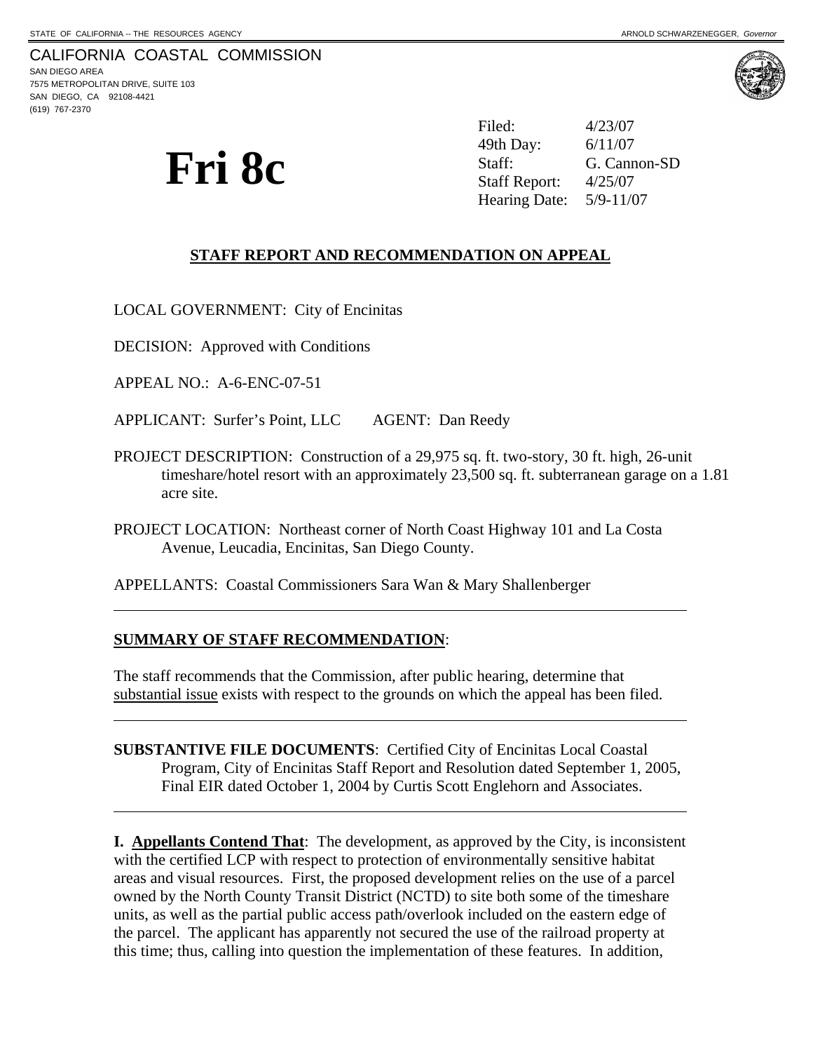STATE OF CALIFORNIA -- THE RESOURCES AGENCY ARNOLD SCHWARZENEGGER, *Governor*

CALIFORNIA COASTAL COMMISSION
SAN DIEGO AREA
7575 METROPOLITAN DRIVE, SUITE 103
SAN DIEGO, CA 92108-4421
(619) 767-2370

# Fri 8c

Filed: 4/23/07
49th Day: 6/11/07
Staff: G. Cannon-SD
Staff Report: 4/25/07
Hearing Date: 5/9-11/07

## STAFF REPORT AND RECOMMENDATION ON APPEAL

LOCAL GOVERNMENT: City of Encinitas

DECISION: Approved with Conditions

APPEAL NO.: A-6-ENC-07-51

APPLICANT: Surfer's Point, LLC AGENT: Dan Reedy

PROJECT DESCRIPTION: Construction of a 29,975 sq. ft. two-story, 30 ft. high, 26-unit timeshare/hotel resort with an approximately 23,500 sq. ft. subterranean garage on a 1.81 acre site.

PROJECT LOCATION: Northeast corner of North Coast Highway 101 and La Costa Avenue, Leucadia, Encinitas, San Diego County.

APPELLANTS: Coastal Commissioners Sara Wan & Mary Shallenberger

---

**SUMMARY OF STAFF RECOMMENDATION**:

The staff recommends that the Commission, after public hearing, determine that substantial issue exists with respect to the grounds on which the appeal has been filed.

---

**SUBSTANTIVE FILE DOCUMENTS**: Certified City of Encinitas Local Coastal Program, City of Encinitas Staff Report and Resolution dated September 1, 2005, Final EIR dated October 1, 2004 by Curtis Scott Englehorn and Associates.

---

**I. Appellants Contend That**: The development, as approved by the City, is inconsistent with the certified LCP with respect to protection of environmentally sensitive habitat areas and visual resources. First, the proposed development relies on the use of a parcel owned by the North County Transit District (NCTD) to site both some of the timeshare units, as well as the partial public access path/overlook included on the eastern edge of the parcel. The applicant has apparently not secured the use of the railroad property at this time; thus, calling into question the implementation of these features. In addition,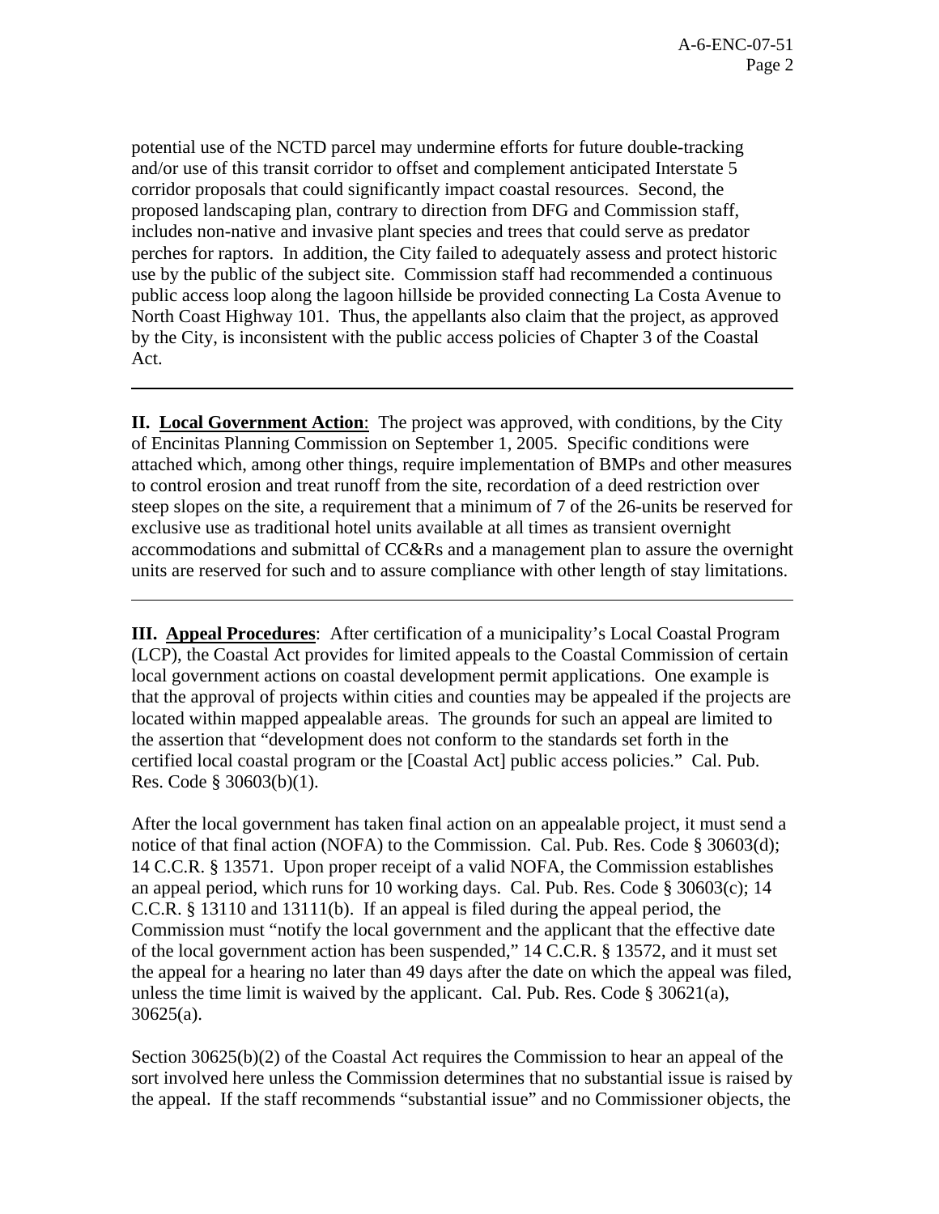potential use of the NCTD parcel may undermine efforts for future double-tracking and/or use of this transit corridor to offset and complement anticipated Interstate 5 corridor proposals that could significantly impact coastal resources. Second, the proposed landscaping plan, contrary to direction from DFG and Commission staff, includes non-native and invasive plant species and trees that could serve as predator perches for raptors. In addition, the City failed to adequately assess and protect historic use by the public of the subject site. Commission staff had recommended a continuous public access loop along the lagoon hillside be provided connecting La Costa Avenue to North Coast Highway 101. Thus, the appellants also claim that the project, as approved by the City, is inconsistent with the public access policies of Chapter 3 of the Coastal Act.

---

**II. Local Government Action**: The project was approved, with conditions, by the City of Encinitas Planning Commission on September 1, 2005. Specific conditions were attached which, among other things, require implementation of BMPs and other measures to control erosion and treat runoff from the site, recordation of a deed restriction over steep slopes on the site, a requirement that a minimum of 7 of the 26-units be reserved for exclusive use as traditional hotel units available at all times as transient overnight accommodations and submittal of CC&Rs and a management plan to assure the overnight units are reserved for such and to assure compliance with other length of stay limitations.

---

**III. Appeal Procedures**: After certification of a municipality's Local Coastal Program (LCP), the Coastal Act provides for limited appeals to the Coastal Commission of certain local government actions on coastal development permit applications. One example is that the approval of projects within cities and counties may be appealed if the projects are located within mapped appealable areas. The grounds for such an appeal are limited to the assertion that "development does not conform to the standards set forth in the certified local coastal program or the [Coastal Act] public access policies." Cal. Pub. Res. Code § 30603(b)(1).

After the local government has taken final action on an appealable project, it must send a notice of that final action (NOFA) to the Commission. Cal. Pub. Res. Code § 30603(d); 14 C.C.R. § 13571. Upon proper receipt of a valid NOFA, the Commission establishes an appeal period, which runs for 10 working days. Cal. Pub. Res. Code § 30603(c); 14 C.C.R. § 13110 and 13111(b). If an appeal is filed during the appeal period, the Commission must "notify the local government and the applicant that the effective date of the local government action has been suspended," 14 C.C.R. § 13572, and it must set the appeal for a hearing no later than 49 days after the date on which the appeal was filed, unless the time limit is waived by the applicant. Cal. Pub. Res. Code § 30621(a), 30625(a).

Section 30625(b)(2) of the Coastal Act requires the Commission to hear an appeal of the sort involved here unless the Commission determines that no substantial issue is raised by the appeal. If the staff recommends "substantial issue" and no Commissioner objects, the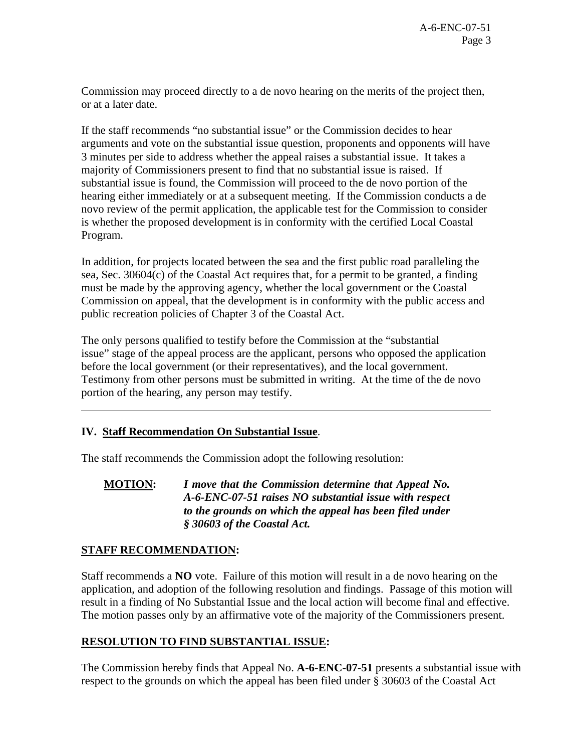Commission may proceed directly to a de novo hearing on the merits of the project then, or at a later date.

If the staff recommends "no substantial issue" or the Commission decides to hear arguments and vote on the substantial issue question, proponents and opponents will have 3 minutes per side to address whether the appeal raises a substantial issue. It takes a majority of Commissioners present to find that no substantial issue is raised. If substantial issue is found, the Commission will proceed to the de novo portion of the hearing either immediately or at a subsequent meeting. If the Commission conducts a de novo review of the permit application, the applicable test for the Commission to consider is whether the proposed development is in conformity with the certified Local Coastal Program.

In addition, for projects located between the sea and the first public road paralleling the sea, Sec. 30604(c) of the Coastal Act requires that, for a permit to be granted, a finding must be made by the approving agency, whether the local government or the Coastal Commission on appeal, that the development is in conformity with the public access and public recreation policies of Chapter 3 of the Coastal Act.

The only persons qualified to testify before the Commission at the "substantial issue" stage of the appeal process are the applicant, persons who opposed the application before the local government (or their representatives), and the local government. Testimony from other persons must be submitted in writing. At the time of the de novo portion of the hearing, any person may testify.

---

## IV. Staff Recommendation On Substantial Issue.

The staff recommends the Commission adopt the following resolution:

**MOTION:** ***I move that the Commission determine that Appeal No. A-6-ENC-07-51 raises NO substantial issue with respect to the grounds on which the appeal has been filed under § 30603 of the Coastal Act.***

**STAFF RECOMMENDATION:**

Staff recommends a **NO** vote. Failure of this motion will result in a de novo hearing on the application, and adoption of the following resolution and findings. Passage of this motion will result in a finding of No Substantial Issue and the local action will become final and effective. The motion passes only by an affirmative vote of the majority of the Commissioners present.

**RESOLUTION TO FIND SUBSTANTIAL ISSUE:**

The Commission hereby finds that Appeal No. **A-6-ENC-07-51** presents a substantial issue with respect to the grounds on which the appeal has been filed under § 30603 of the Coastal Act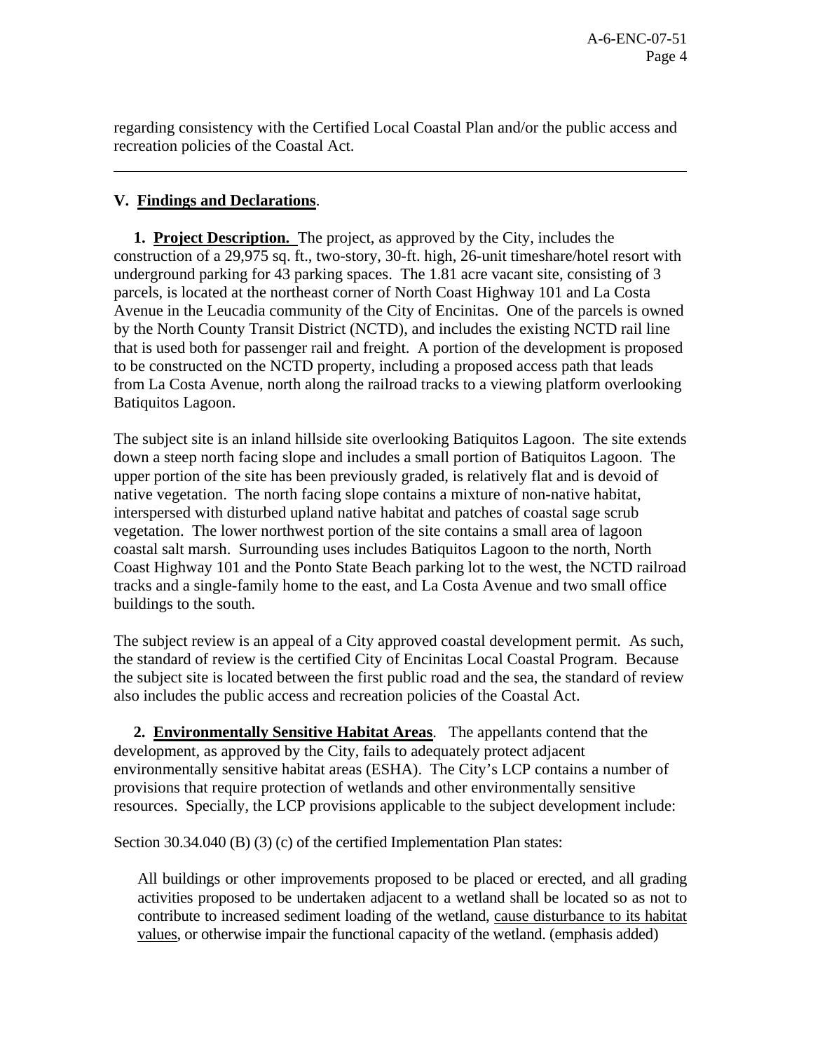regarding consistency with the Certified Local Coastal Plan and/or the public access and recreation policies of the Coastal Act.

---

## V. Findings and Declarations.

**1. Project Description.** The project, as approved by the City, includes the construction of a 29,975 sq. ft., two-story, 30-ft. high, 26-unit timeshare/hotel resort with underground parking for 43 parking spaces. The 1.81 acre vacant site, consisting of 3 parcels, is located at the northeast corner of North Coast Highway 101 and La Costa Avenue in the Leucadia community of the City of Encinitas. One of the parcels is owned by the North County Transit District (NCTD), and includes the existing NCTD rail line that is used both for passenger rail and freight. A portion of the development is proposed to be constructed on the NCTD property, including a proposed access path that leads from La Costa Avenue, north along the railroad tracks to a viewing platform overlooking Batiquitos Lagoon.

The subject site is an inland hillside site overlooking Batiquitos Lagoon. The site extends down a steep north facing slope and includes a small portion of Batiquitos Lagoon. The upper portion of the site has been previously graded, is relatively flat and is devoid of native vegetation. The north facing slope contains a mixture of non-native habitat, interspersed with disturbed upland native habitat and patches of coastal sage scrub vegetation. The lower northwest portion of the site contains a small area of lagoon coastal salt marsh. Surrounding uses includes Batiquitos Lagoon to the north, North Coast Highway 101 and the Ponto State Beach parking lot to the west, the NCTD railroad tracks and a single-family home to the east, and La Costa Avenue and two small office buildings to the south.

The subject review is an appeal of a City approved coastal development permit. As such, the standard of review is the certified City of Encinitas Local Coastal Program. Because the subject site is located between the first public road and the sea, the standard of review also includes the public access and recreation policies of the Coastal Act.

**2. Environmentally Sensitive Habitat Areas**. The appellants contend that the development, as approved by the City, fails to adequately protect adjacent environmentally sensitive habitat areas (ESHA). The City's LCP contains a number of provisions that require protection of wetlands and other environmentally sensitive resources. Specially, the LCP provisions applicable to the subject development include:

Section 30.34.040 (B) (3) (c) of the certified Implementation Plan states:

> All buildings or other improvements proposed to be placed or erected, and all grading activities proposed to be undertaken adjacent to a wetland shall be located so as not to contribute to increased sediment loading of the wetland, <u>cause disturbance to its habitat values</u>, or otherwise impair the functional capacity of the wetland. (emphasis added)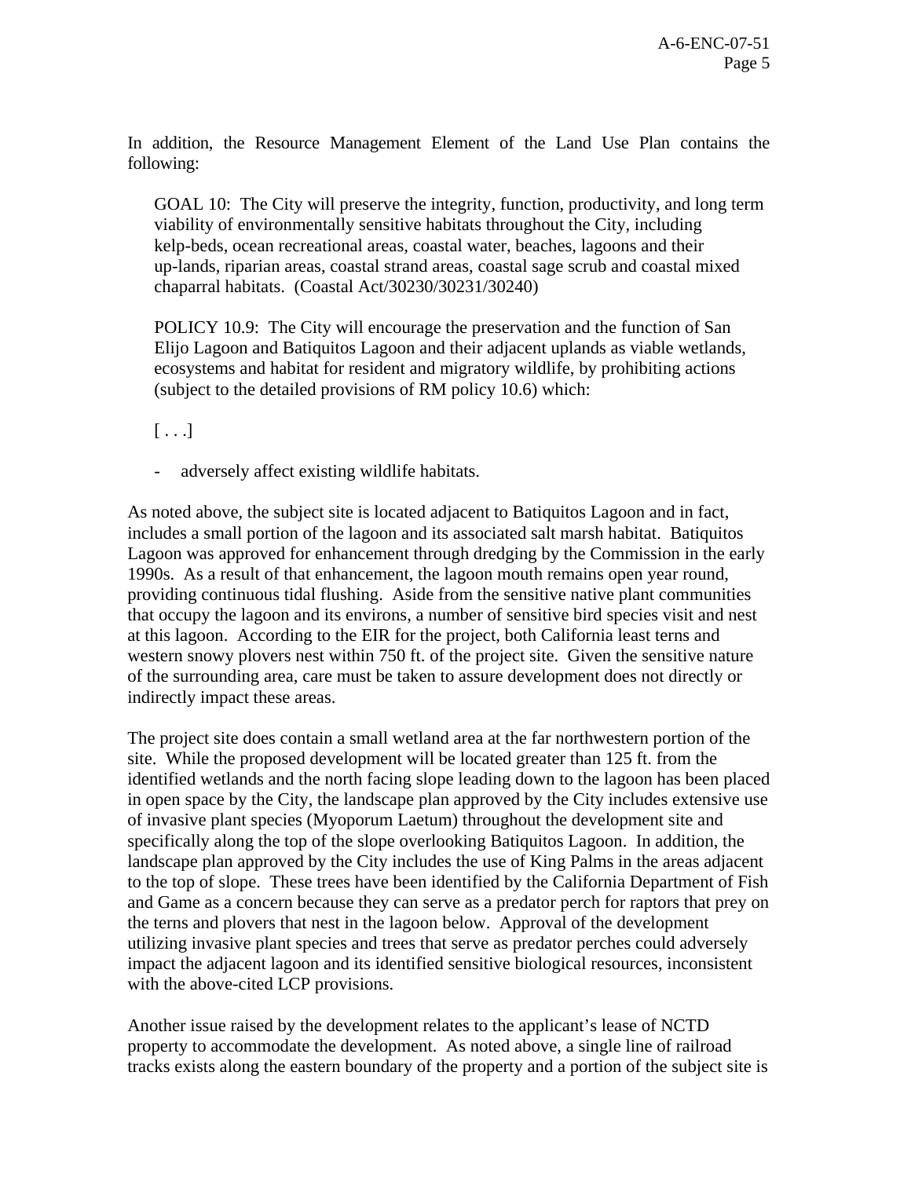In addition, the Resource Management Element of the Land Use Plan contains the following:

> GOAL 10: The City will preserve the integrity, function, productivity, and long term viability of environmentally sensitive habitats throughout the City, including kelp-beds, ocean recreational areas, coastal water, beaches, lagoons and their up-lands, riparian areas, coastal strand areas, coastal sage scrub and coastal mixed chaparral habitats. (Coastal Act/30230/30231/30240)
>
> POLICY 10.9: The City will encourage the preservation and the function of San Elijo Lagoon and Batiquitos Lagoon and their adjacent uplands as viable wetlands, ecosystems and habitat for resident and migratory wildlife, by prohibiting actions (subject to the detailed provisions of RM policy 10.6) which:
>
> [ . . .]
>
> - adversely affect existing wildlife habitats.

As noted above, the subject site is located adjacent to Batiquitos Lagoon and in fact, includes a small portion of the lagoon and its associated salt marsh habitat. Batiquitos Lagoon was approved for enhancement through dredging by the Commission in the early 1990s. As a result of that enhancement, the lagoon mouth remains open year round, providing continuous tidal flushing. Aside from the sensitive native plant communities that occupy the lagoon and its environs, a number of sensitive bird species visit and nest at this lagoon. According to the EIR for the project, both California least terns and western snowy plovers nest within 750 ft. of the project site. Given the sensitive nature of the surrounding area, care must be taken to assure development does not directly or indirectly impact these areas.

The project site does contain a small wetland area at the far northwestern portion of the site. While the proposed development will be located greater than 125 ft. from the identified wetlands and the north facing slope leading down to the lagoon has been placed in open space by the City, the landscape plan approved by the City includes extensive use of invasive plant species (Myoporum Laetum) throughout the development site and specifically along the top of the slope overlooking Batiquitos Lagoon. In addition, the landscape plan approved by the City includes the use of King Palms in the areas adjacent to the top of slope. These trees have been identified by the California Department of Fish and Game as a concern because they can serve as a predator perch for raptors that prey on the terns and plovers that nest in the lagoon below. Approval of the development utilizing invasive plant species and trees that serve as predator perches could adversely impact the adjacent lagoon and its identified sensitive biological resources, inconsistent with the above-cited LCP provisions.

Another issue raised by the development relates to the applicant's lease of NCTD property to accommodate the development. As noted above, a single line of railroad tracks exists along the eastern boundary of the property and a portion of the subject site is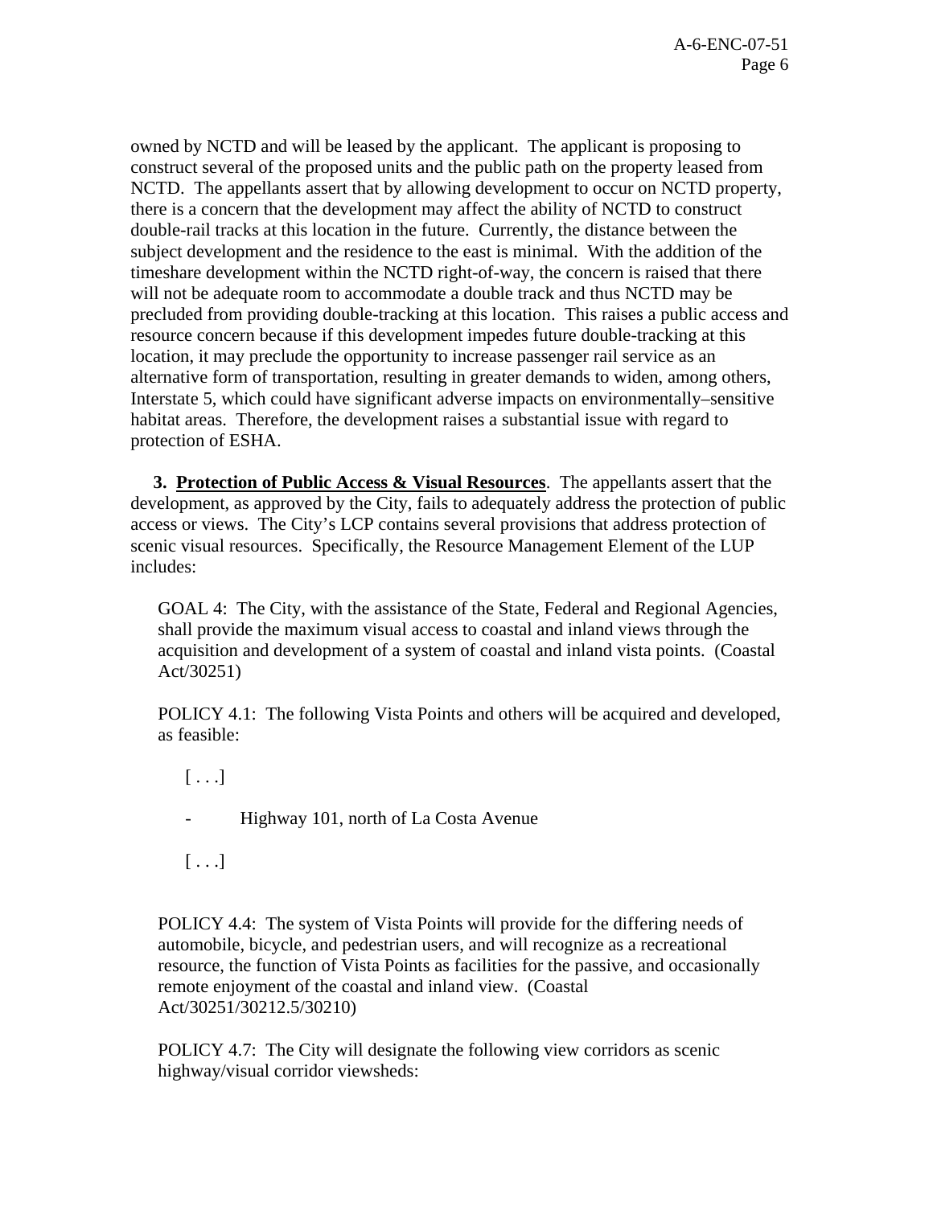owned by NCTD and will be leased by the applicant. The applicant is proposing to construct several of the proposed units and the public path on the property leased from NCTD. The appellants assert that by allowing development to occur on NCTD property, there is a concern that the development may affect the ability of NCTD to construct double-rail tracks at this location in the future. Currently, the distance between the subject development and the residence to the east is minimal. With the addition of the timeshare development within the NCTD right-of-way, the concern is raised that there will not be adequate room to accommodate a double track and thus NCTD may be precluded from providing double-tracking at this location. This raises a public access and resource concern because if this development impedes future double-tracking at this location, it may preclude the opportunity to increase passenger rail service as an alternative form of transportation, resulting in greater demands to widen, among others, Interstate 5, which could have significant adverse impacts on environmentally–sensitive habitat areas. Therefore, the development raises a substantial issue with regard to protection of ESHA.

**3. <u>Protection of Public Access & Visual Resources</u>**. The appellants assert that the development, as approved by the City, fails to adequately address the protection of public access or views. The City's LCP contains several provisions that address protection of scenic visual resources. Specifically, the Resource Management Element of the LUP includes:

> GOAL 4: The City, with the assistance of the State, Federal and Regional Agencies, shall provide the maximum visual access to coastal and inland views through the acquisition and development of a system of coastal and inland vista points. (Coastal Act/30251)
>
> POLICY 4.1: The following Vista Points and others will be acquired and developed, as feasible:
>
> [ . . .]
>
> - Highway 101, north of La Costa Avenue
>
> [ . . .]
>
> POLICY 4.4: The system of Vista Points will provide for the differing needs of automobile, bicycle, and pedestrian users, and will recognize as a recreational resource, the function of Vista Points as facilities for the passive, and occasionally remote enjoyment of the coastal and inland view. (Coastal Act/30251/30212.5/30210)
>
> POLICY 4.7: The City will designate the following view corridors as scenic highway/visual corridor viewsheds: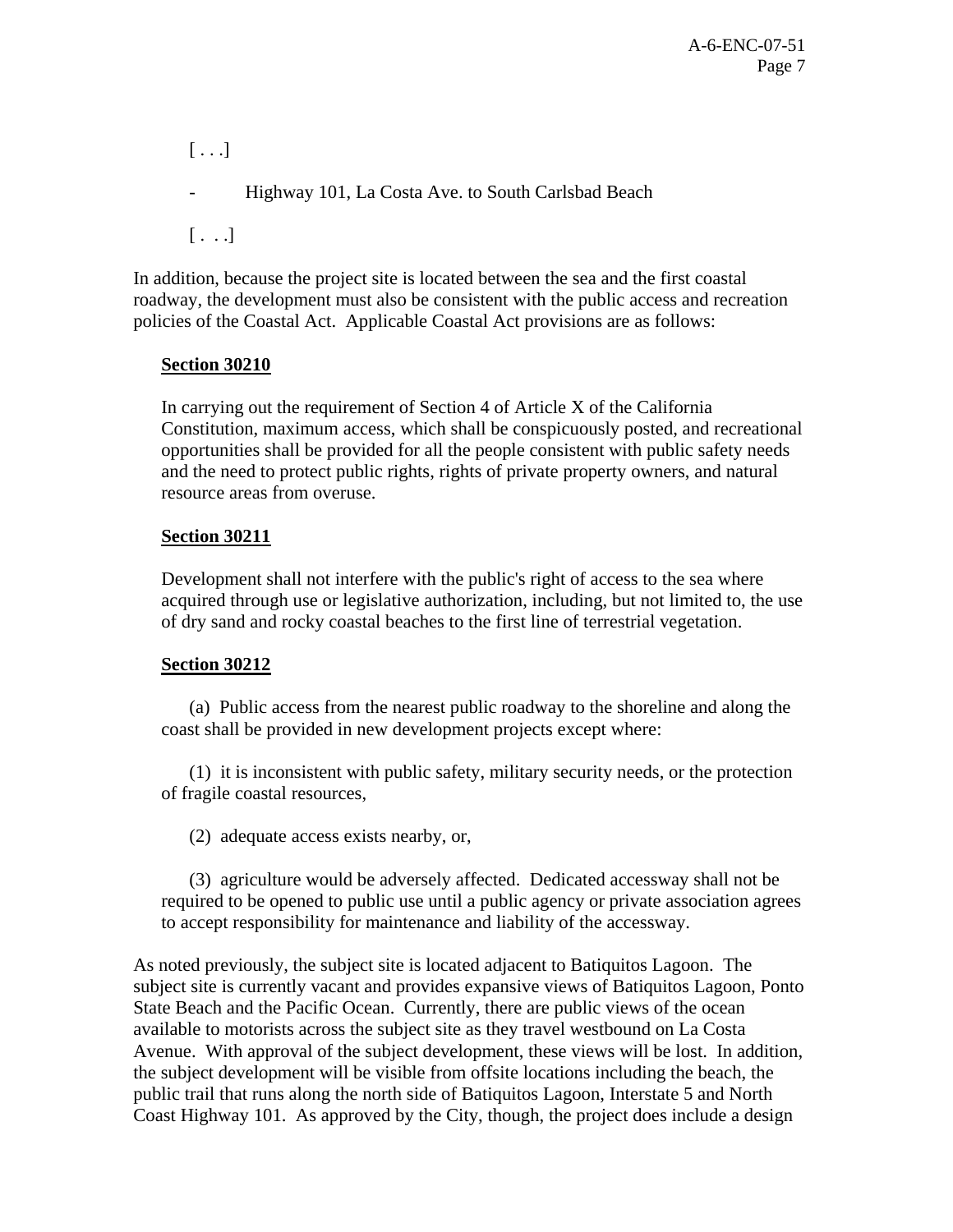[ . . .]

- Highway 101, La Costa Ave. to South Carlsbad Beach

[ . . .]

In addition, because the project site is located between the sea and the first coastal roadway, the development must also be consistent with the public access and recreation policies of the Coastal Act. Applicable Coastal Act provisions are as follows:

**Section 30210**

In carrying out the requirement of Section 4 of Article X of the California Constitution, maximum access, which shall be conspicuously posted, and recreational opportunities shall be provided for all the people consistent with public safety needs and the need to protect public rights, rights of private property owners, and natural resource areas from overuse.

**Section 30211**

Development shall not interfere with the public's right of access to the sea where acquired through use or legislative authorization, including, but not limited to, the use of dry sand and rocky coastal beaches to the first line of terrestrial vegetation.

**Section 30212**

(a) Public access from the nearest public roadway to the shoreline and along the coast shall be provided in new development projects except where:

(1) it is inconsistent with public safety, military security needs, or the protection of fragile coastal resources,

(2) adequate access exists nearby, or,

(3) agriculture would be adversely affected. Dedicated accessway shall not be required to be opened to public use until a public agency or private association agrees to accept responsibility for maintenance and liability of the accessway.

As noted previously, the subject site is located adjacent to Batiquitos Lagoon. The subject site is currently vacant and provides expansive views of Batiquitos Lagoon, Ponto State Beach and the Pacific Ocean. Currently, there are public views of the ocean available to motorists across the subject site as they travel westbound on La Costa Avenue. With approval of the subject development, these views will be lost. In addition, the subject development will be visible from offsite locations including the beach, the public trail that runs along the north side of Batiquitos Lagoon, Interstate 5 and North Coast Highway 101. As approved by the City, though, the project does include a design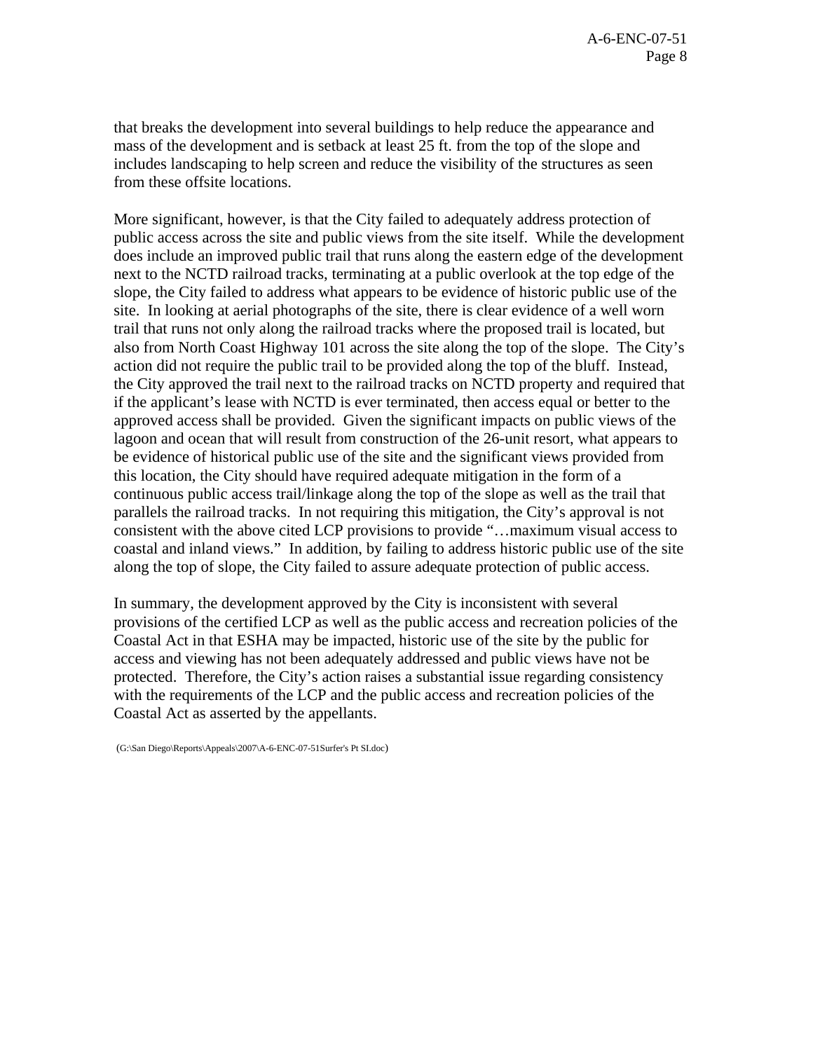that breaks the development into several buildings to help reduce the appearance and mass of the development and is setback at least 25 ft. from the top of the slope and includes landscaping to help screen and reduce the visibility of the structures as seen from these offsite locations.

More significant, however, is that the City failed to adequately address protection of public access across the site and public views from the site itself. While the development does include an improved public trail that runs along the eastern edge of the development next to the NCTD railroad tracks, terminating at a public overlook at the top edge of the slope, the City failed to address what appears to be evidence of historic public use of the site. In looking at aerial photographs of the site, there is clear evidence of a well worn trail that runs not only along the railroad tracks where the proposed trail is located, but also from North Coast Highway 101 across the site along the top of the slope. The City's action did not require the public trail to be provided along the top of the bluff. Instead, the City approved the trail next to the railroad tracks on NCTD property and required that if the applicant's lease with NCTD is ever terminated, then access equal or better to the approved access shall be provided. Given the significant impacts on public views of the lagoon and ocean that will result from construction of the 26-unit resort, what appears to be evidence of historical public use of the site and the significant views provided from this location, the City should have required adequate mitigation in the form of a continuous public access trail/linkage along the top of the slope as well as the trail that parallels the railroad tracks. In not requiring this mitigation, the City's approval is not consistent with the above cited LCP provisions to provide "…maximum visual access to coastal and inland views." In addition, by failing to address historic public use of the site along the top of slope, the City failed to assure adequate protection of public access.

In summary, the development approved by the City is inconsistent with several provisions of the certified LCP as well as the public access and recreation policies of the Coastal Act in that ESHA may be impacted, historic use of the site by the public for access and viewing has not been adequately addressed and public views have not be protected. Therefore, the City's action raises a substantial issue regarding consistency with the requirements of the LCP and the public access and recreation policies of the Coastal Act as asserted by the appellants.

(G:\San Diego\Reports\Appeals\2007\A-6-ENC-07-51Surfer's Pt SI.doc)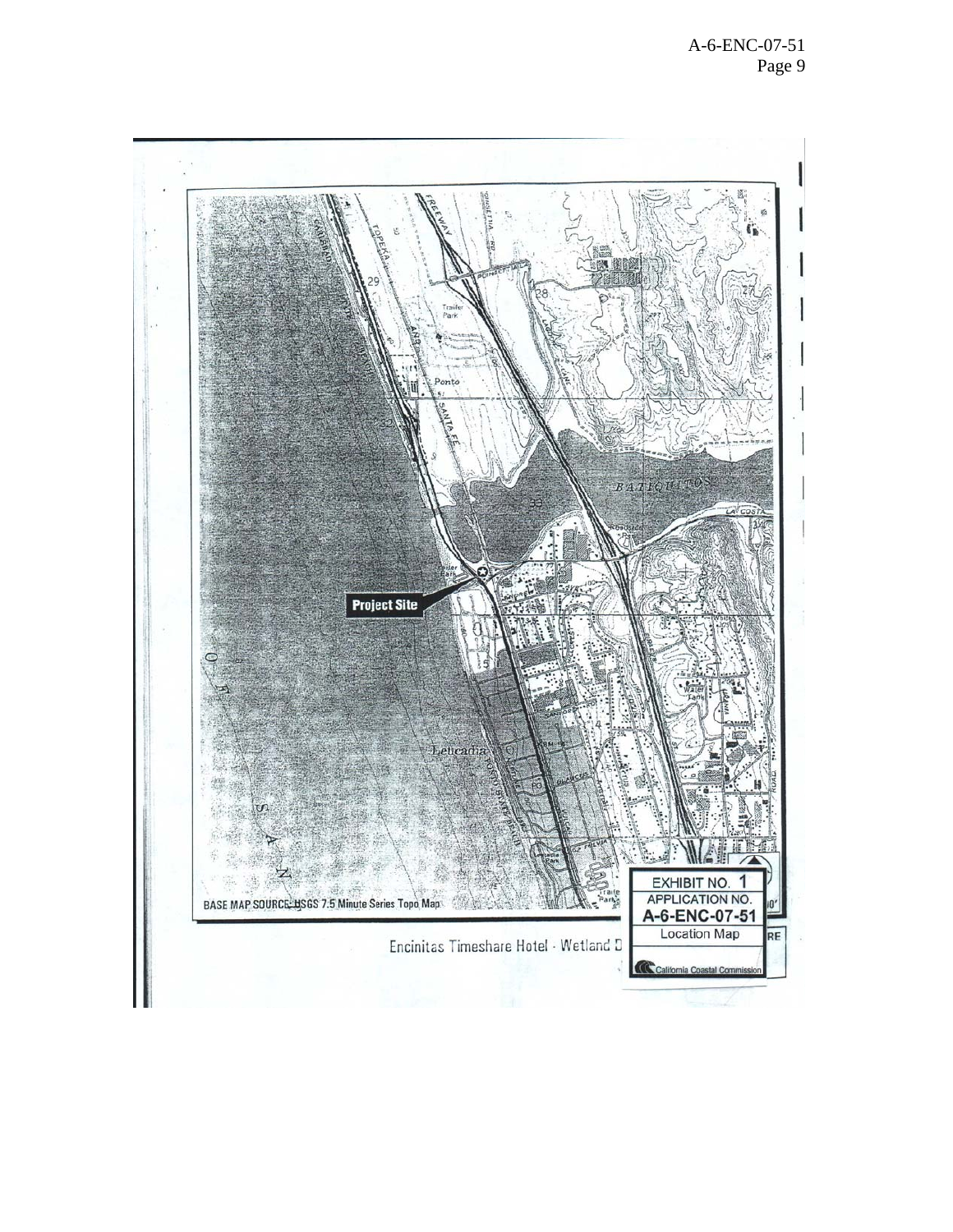Project Site

BASE MAP SOURCE: USGS 7.5 Minute Series Topo Map

Encinitas Timeshare Hotel - Wetland D

EXHIBIT NO. 1
APPLICATION NO.
**A-6-ENC-07-51**
Location Map

California Coastal Commission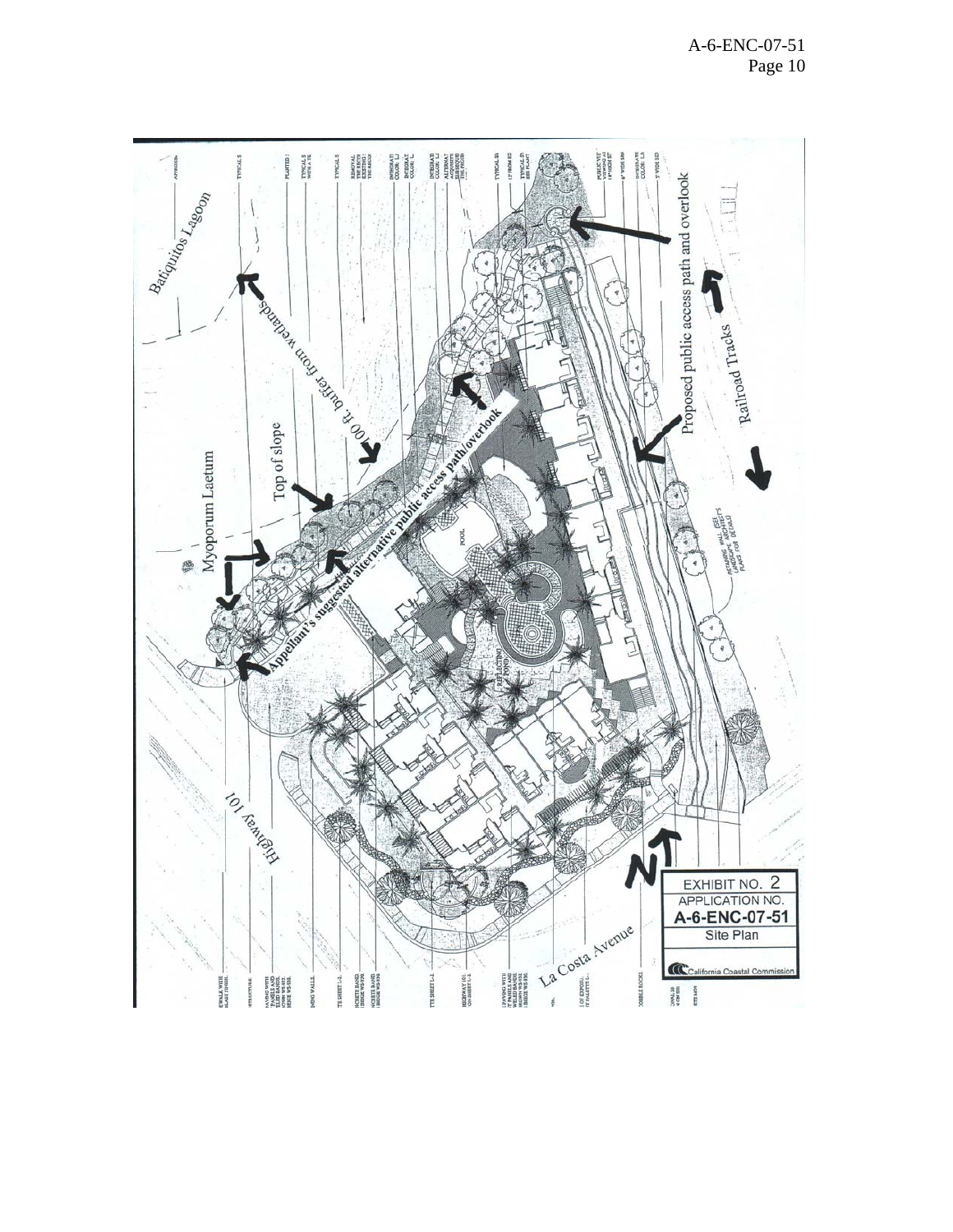Batiquitos Lagoon

Myoporum Laetum

Top of slope

100 ft. buffer from wetlands

Appellant's suggested alternative public access path/overlook

Proposed public access path and overlook

Railroad Tracks

POOL

REFLECTING POND

Highway 101

La Costa Avenue

N

EXHIBIT NO. 2

APPLICATION NO.

**A-6-ENC-07-51**

Site Plan

California Coastal Commission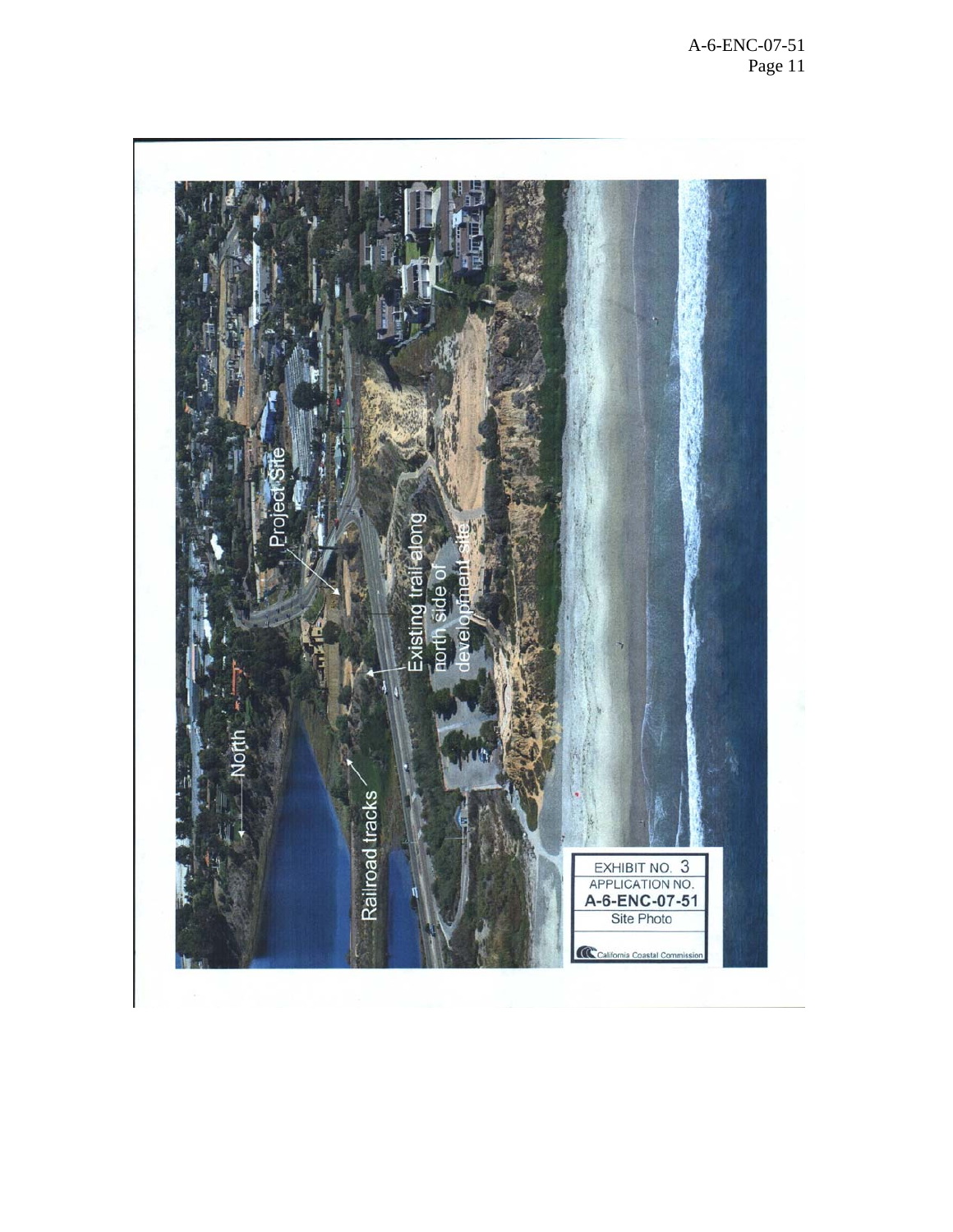Project Site

Existing trail along north side of development site

North

Railroad tracks

EXHIBIT NO. 3

APPLICATION NO.

**A-6-ENC-07-51**

Site Photo

California Coastal Commission